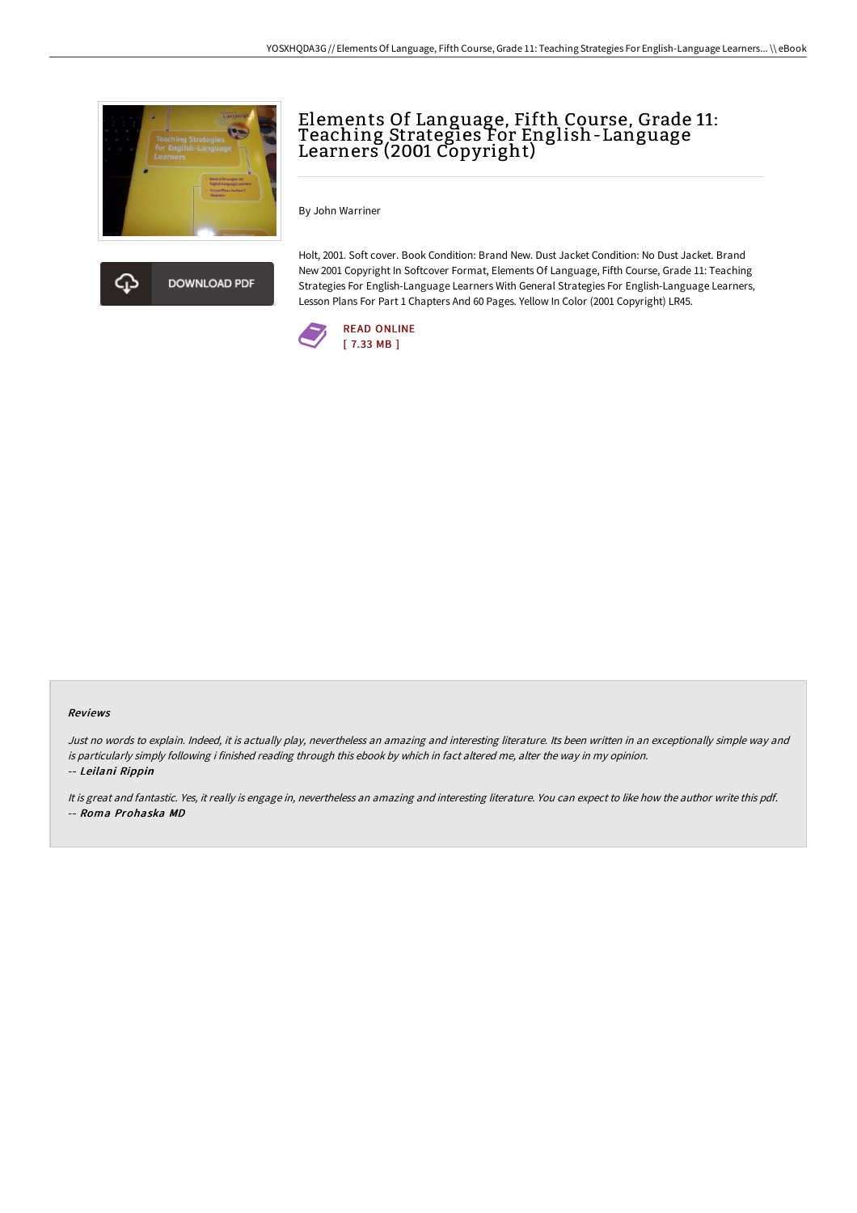# Elements Of Language, Fifth Course, Grade 11: Teaching Strategies For English-Language Learners (2001 Copyright)

By John Warriner

Holt, 2001. Soft cover. Book Condition: Brand New. Dust Jacket Condition: No Dust Jacket. Brand New 2001 Copyright In Softcover Format, Elements Of Language, Fifth Course, Grade 11: Teaching Strategies For English-Language Learners With General Strategies For English-Language Learners, Lesson Plans For Part 1 Chapters And 60 Pages. Yellow In Color (2001 Copyright) LR45.

READ ONLINE
[ 7.33 MB ]

DOWNLOAD PDF

### Reviews

*Just no words to explain. Indeed, it is actually play, nevertheless an amazing and interesting literature. Its been written in an exceptionally simple way and is particularly simply following i finished reading through this ebook by which in fact altered me, alter the way in my opinion.*
-- *Leilani Rippin*

*It is great and fantastic. Yes, it really is engage in, nevertheless an amazing and interesting literature. You can expect to like how the author write this pdf.*
-- *Roma Prohaska MD*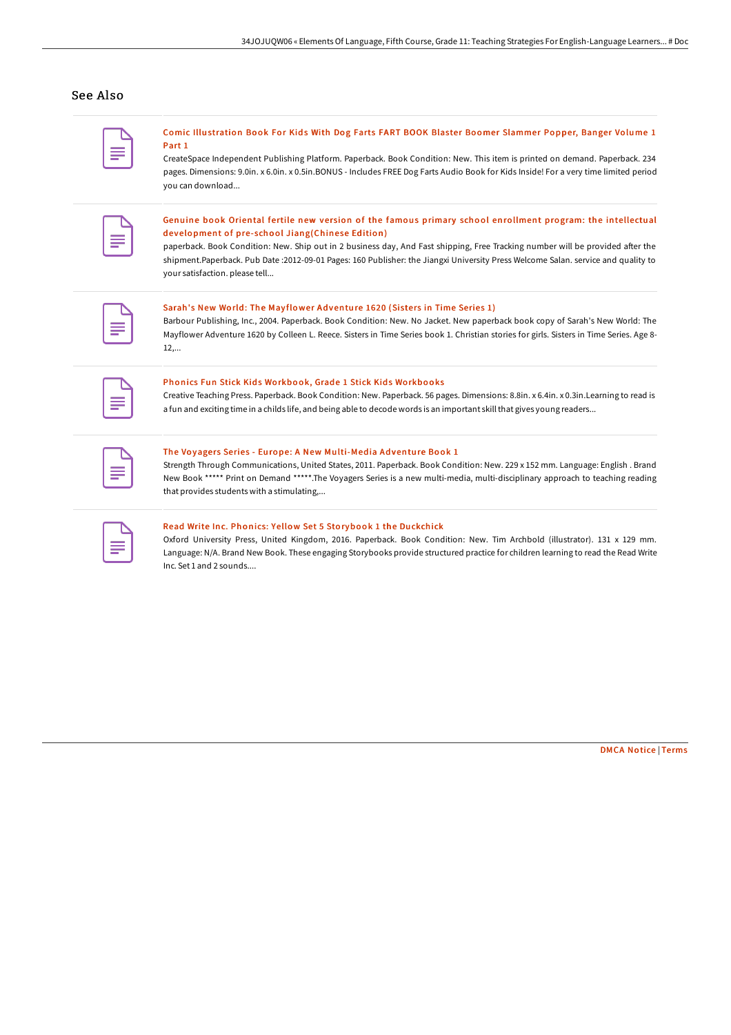## See Also

**Comic Illustration Book For Kids With Dog Farts FART BOOK Blaster Boomer Slammer Popper, Banger Volume 1 Part 1**

CreateSpace Independent Publishing Platform. Paperback. Book Condition: New. This item is printed on demand. Paperback. 234 pages. Dimensions: 9.0in. x 6.0in. x 0.5in.BONUS - Includes FREE Dog Farts Audio Book for Kids Inside! For a very time limited period you can download...

**Genuine book Oriental fertile new version of the famous primary school enrollment program: the intellectual development of pre-school Jiang(Chinese Edition)**

paperback. Book Condition: New. Ship out in 2 business day, And Fast shipping, Free Tracking number will be provided after the shipment.Paperback. Pub Date :2012-09-01 Pages: 160 Publisher: the Jiangxi University Press Welcome Salan. service and quality to your satisfaction. please tell...

**Sarah's New World: The Mayflower Adventure 1620 (Sisters in Time Series 1)**

Barbour Publishing, Inc., 2004. Paperback. Book Condition: New. No Jacket. New paperback book copy of Sarah's New World: The Mayflower Adventure 1620 by Colleen L. Reece. Sisters in Time Series book 1. Christian stories for girls. Sisters in Time Series. Age 8-12,...

**Phonics Fun Stick Kids Workbook, Grade 1 Stick Kids Workbooks**

Creative Teaching Press. Paperback. Book Condition: New. Paperback. 56 pages. Dimensions: 8.8in. x 6.4in. x 0.3in.Learning to read is a fun and exciting time in a childs life, and being able to decode words is an important skill that gives young readers...

**The Voyagers Series - Europe: A New Multi-Media Adventure Book 1**

Strength Through Communications, United States, 2011. Paperback. Book Condition: New. 229 x 152 mm. Language: English . Brand New Book ***** Print on Demand *****.The Voyagers Series is a new multi-media, multi-disciplinary approach to teaching reading that provides students with a stimulating,...

**Read Write Inc. Phonics: Yellow Set 5 Storybook 1 the Duckchick**

Oxford University Press, United Kingdom, 2016. Paperback. Book Condition: New. Tim Archbold (illustrator). 131 x 129 mm. Language: N/A. Brand New Book. These engaging Storybooks provide structured practice for children learning to read the Read Write Inc. Set 1 and 2 sounds....